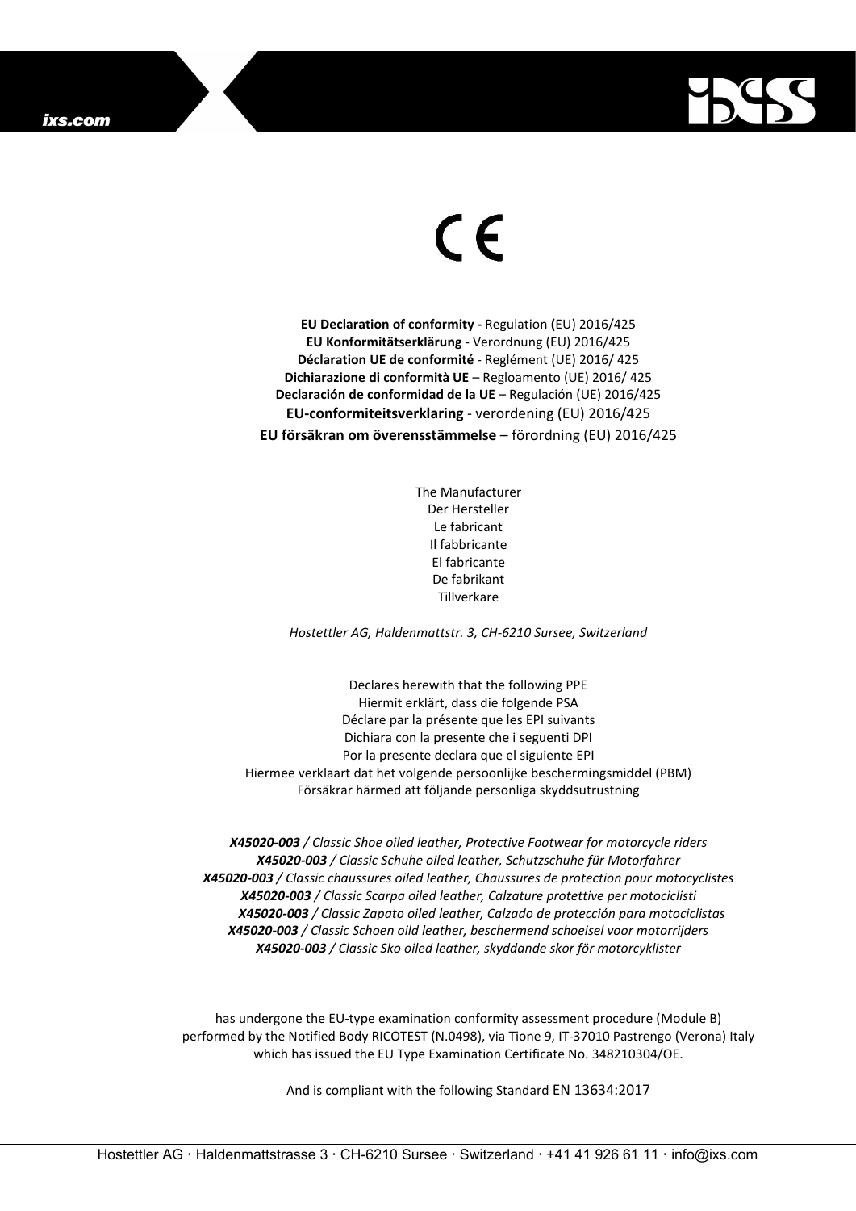CE

**EU Declaration of conformity -** Regulation **(**EU) 2016/425
**EU Konformitätserklärung** - Verordnung (EU) 2016/425
**Déclaration UE de conformité** - Reglément (UE) 2016/ 425
**Dichiarazione di conformità UE** – Regloamento (UE) 2016/ 425
**Declaración de conformidad de la UE** – Regulación (UE) 2016/425
**EU-conformiteitsverklaring** - verordening (EU) 2016/425
**EU försäkran om överensstämmelse** – förordning (EU) 2016/425

The Manufacturer
Der Hersteller
Le fabricant
Il fabbricante
El fabricante
De fabrikant
Tillverkare

*Hostettler AG, Haldenmattstr. 3, CH-6210 Sursee, Switzerland*

Declares herewith that the following PPE
Hiermit erklärt, dass die folgende PSA
Déclare par la présente que les EPI suivants
Dichiara con la presente che i seguenti DPI
Por la presente declara que el siguiente EPI
Hiermee verklaart dat het volgende persoonlijke beschermingsmiddel (PBM)
Försäkrar härmed att följande personliga skyddsutrustning

***X45020-003** / Classic Shoe oiled leather, Protective Footwear for motorcycle riders*
***X45020-003** / Classic Schuhe oiled leather, Schutzschuhe für Motorfahrer*
***X45020-003** / Classic chaussures oiled leather, Chaussures de protection pour motocyclistes*
***X45020-003** / Classic Scarpa oiled leather, Calzature protettive per motociclisti*
***X45020-003** / Classic Zapato oiled leather, Calzado de protección para motociclistas*
***X45020-003** / Classic Schoen oild leather, beschermend schoeisel voor motorrijders*
***X45020-003** / Classic Sko oiled leather, skyddande skor för motorcyklister*

has undergone the EU-type examination conformity assessment procedure (Module B) performed by the Notified Body RICOTEST (N.0498), via Tione 9, IT-37010 Pastrengo (Verona) Italy which has issued the EU Type Examination Certificate No. 348210304/OE.

And is compliant with the following Standard EN 13634:2017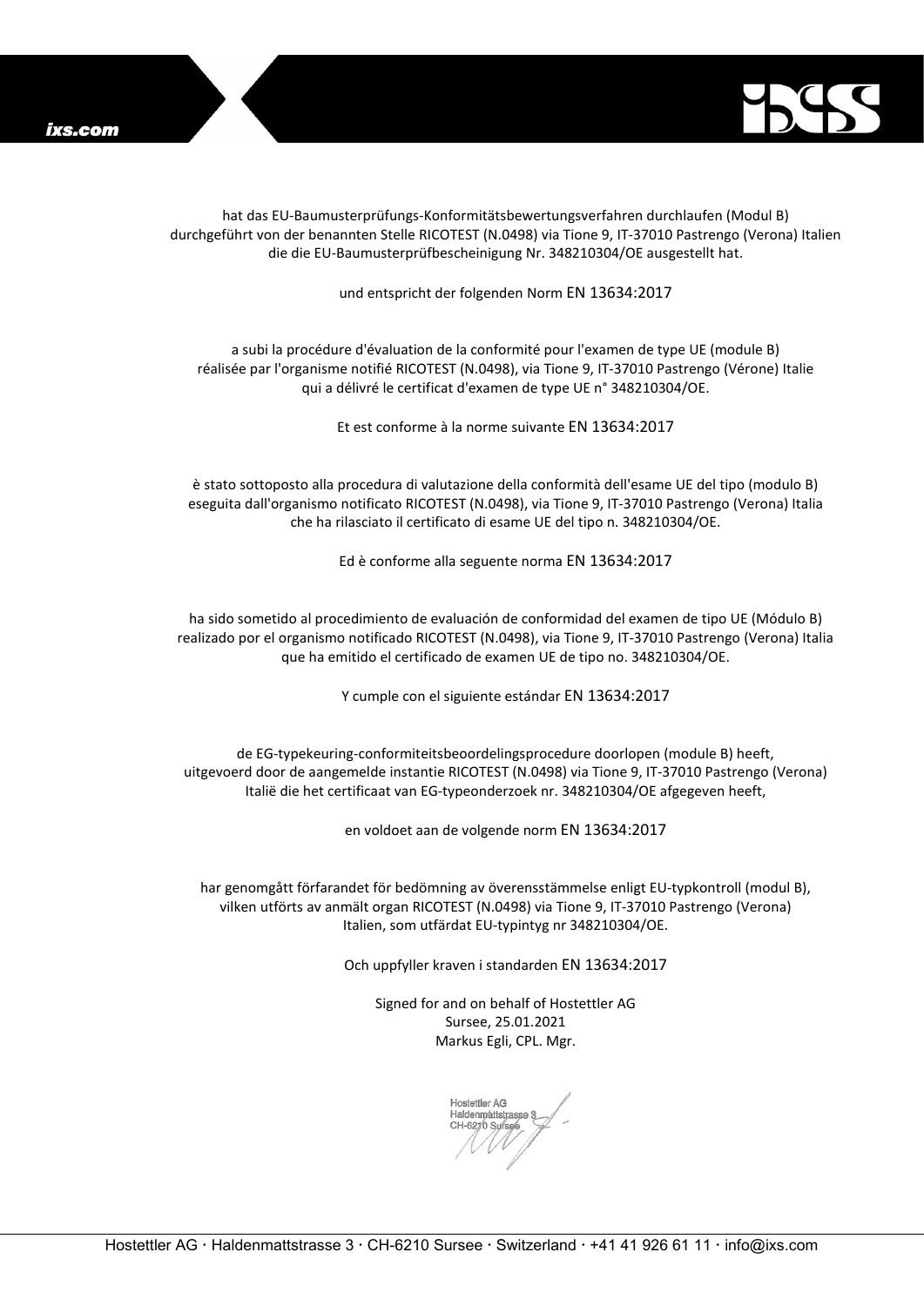hat das EU-Baumusterprüfungs-Konformitätsbewertungsverfahren durchlaufen (Modul B) durchgeführt von der benannten Stelle RICOTEST (N.0498) via Tione 9, IT-37010 Pastrengo (Verona) Italien die die EU-Baumusterprüfbescheinigung Nr. 348210304/OE ausgestellt hat.

und entspricht der folgenden Norm EN 13634:2017

a subi la procédure d'évaluation de la conformité pour l'examen de type UE (module B) réalisée par l'organisme notifié RICOTEST (N.0498), via Tione 9, IT-37010 Pastrengo (Vérone) Italie qui a délivré le certificat d'examen de type UE n° 348210304/OE.

Et est conforme à la norme suivante EN 13634:2017

è stato sottoposto alla procedura di valutazione della conformità dell'esame UE del tipo (modulo B) eseguita dall'organismo notificato RICOTEST (N.0498), via Tione 9, IT-37010 Pastrengo (Verona) Italia che ha rilasciato il certificato di esame UE del tipo n. 348210304/OE.

Ed è conforme alla seguente norma EN 13634:2017

ha sido sometido al procedimiento de evaluación de conformidad del examen de tipo UE (Módulo B) realizado por el organismo notificado RICOTEST (N.0498), via Tione 9, IT-37010 Pastrengo (Verona) Italia que ha emitido el certificado de examen UE de tipo no. 348210304/OE.

Y cumple con el siguiente estándar EN 13634:2017

de EG-typekeuring-conformiteitsbeoordelingsprocedure doorlopen (module B) heeft, uitgevoerd door de aangemelde instantie RICOTEST (N.0498) via Tione 9, IT-37010 Pastrengo (Verona) Italië die het certificaat van EG-typeonderzoek nr. 348210304/OE afgegeven heeft,

en voldoet aan de volgende norm EN 13634:2017

har genomgått förfarandet för bedömning av överensstämmelse enligt EU-typkontroll (modul B), vilken utförts av anmält organ RICOTEST (N.0498) via Tione 9, IT-37010 Pastrengo (Verona) Italien, som utfärdat EU-typintyg nr 348210304/OE.

Och uppfyller kraven i standarden EN 13634:2017

Signed for and on behalf of Hostettler AG
Sursee, 25.01.2021
Markus Egli, CPL. Mgr.

Hostettler AG
Haldenmattstrasse 3
CH-6210 Sursee

Hostettler AG · Haldenmattstrasse 3 · CH-6210 Sursee · Switzerland · +41 41 926 61 11 · info@ixs.com